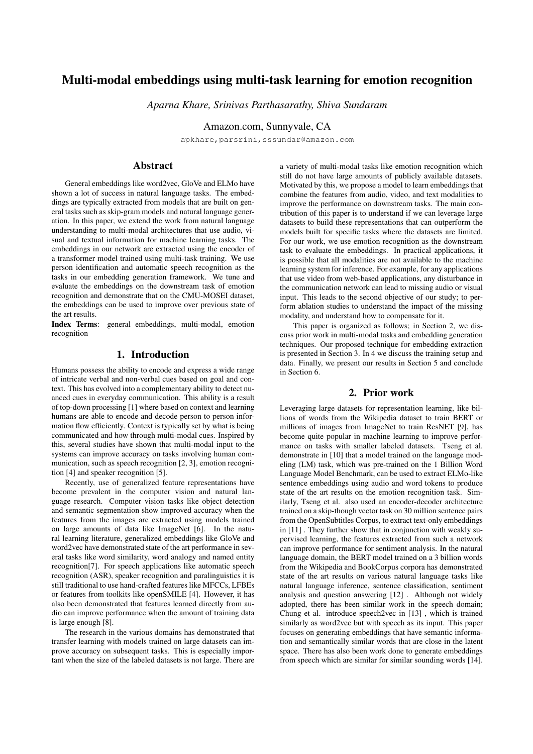# Multi-modal embeddings using multi-task learning for emotion recognition

*Aparna Khare, Srinivas Parthasarathy, Shiva Sundaram*

Amazon.com, Sunnyvale, CA

apkhare,parsrini,sssundar@amazon.com

## Abstract

General embeddings like word2vec, GloVe and ELMo have shown a lot of success in natural language tasks. The embeddings are typically extracted from models that are built on general tasks such as skip-gram models and natural language generation. In this paper, we extend the work from natural language understanding to multi-modal architectures that use audio, visual and textual information for machine learning tasks. The embeddings in our network are extracted using the encoder of a transformer model trained using multi-task training. We use person identification and automatic speech recognition as the tasks in our embedding generation framework. We tune and evaluate the embeddings on the downstream task of emotion recognition and demonstrate that on the CMU-MOSEI dataset, the embeddings can be used to improve over previous state of the art results.

**Index Terms**: general embeddings, multi-modal, emotion recognition

## 1. Introduction

Humans possess the ability to encode and express a wide range of intricate verbal and non-verbal cues based on goal and context. This has evolved into a complementary ability to detect nuanced cues in everyday communication. This ability is a result of top-down processing [1] where based on context and learning humans are able to encode and decode person to person information flow efficiently. Context is typically set by what is being communicated and how through multi-modal cues. Inspired by this, several studies have shown that multi-modal input to the systems can improve accuracy on tasks involving human communication, such as speech recognition [2, 3], emotion recognition [4] and speaker recognition [5].

Recently, use of generalized feature representations have become prevalent in the computer vision and natural language research. Computer vision tasks like object detection and semantic segmentation show improved accuracy when the features from the images are extracted using models trained on large amounts of data like ImageNet [6]. In the natural language literature, generalized embeddings like GloVe and word2vec have demonstrated state of the art performance in several tasks like word similarity, word analogy and named entity recognition[7]. For speech applications like automatic speech recognition (ASR), speaker recognition and paralinguistics it is still traditional to use hand-crafted features like MFCCs, LFBEs or features from toolkits like openSMILE [4]. However, it has also been demonstrated that features learned directly from audio can improve performance when the amount of training data is large enough [8].

The research in the various domains has demonstrated that transfer learning with models trained on large datasets can improve accuracy on subsequent tasks. This is especially important when the size of the labeled datasets is not large. There are a variety of multi-modal tasks like emotion recognition which still do not have large amounts of publicly available datasets. Motivated by this, we propose a model to learn embeddings that combine the features from audio, video, and text modalities to improve the performance on downstream tasks. The main contribution of this paper is to understand if we can leverage large datasets to build these representations that can outperform the models built for specific tasks where the datasets are limited. For our work, we use emotion recognition as the downstream task to evaluate the embeddings. In practical applications, it is possible that all modalities are not available to the machine learning system for inference. For example, for any applications that use video from web-based applications, any disturbance in the communication network can lead to missing audio or visual input. This leads to the second objective of our study; to perform ablation studies to understand the impact of the missing modality, and understand how to compensate for it.

This paper is organized as follows; in Section 2, we discuss prior work in multi-modal tasks and embedding generation techniques. Our proposed technique for embedding extraction is presented in Section 3. In 4 we discuss the training setup and data. Finally, we present our results in Section 5 and conclude in Section 6.

## 2. Prior work

Leveraging large datasets for representation learning, like billions of words from the Wikipedia dataset to train BERT or millions of images from ImageNet to train ResNET [9], has become quite popular in machine learning to improve performance on tasks with smaller labeled datasets. Tseng et al. demonstrate in [10] that a model trained on the language modeling (LM) task, which was pre-trained on the 1 Billion Word Language Model Benchmark, can be used to extract ELMo-like sentence embeddings using audio and word tokens to produce state of the art results on the emotion recognition task. Similarly, Tseng et al. also used an encoder-decoder architecture trained on a skip-though vector task on 30 million sentence pairs from the OpenSubtitles Corpus, to extract text-only embeddings in [11] . They further show that in conjunction with weakly supervised learning, the features extracted from such a network can improve performance for sentiment analysis. In the natural language domain, the BERT model trained on a 3 billion words from the Wikipedia and BookCorpus corpora has demonstrated state of the art results on various natural language tasks like natural language inference, sentence classification, sentiment analysis and question answering [12] . Although not widely adopted, there has been similar work in the speech domain; Chung et al. introduce speech2vec in [13] , which is trained similarly as word2vec but with speech as its input. This paper focuses on generating embeddings that have semantic information and semantically similar words that are close in the latent space. There has also been work done to generate embeddings from speech which are similar for similar sounding words [14].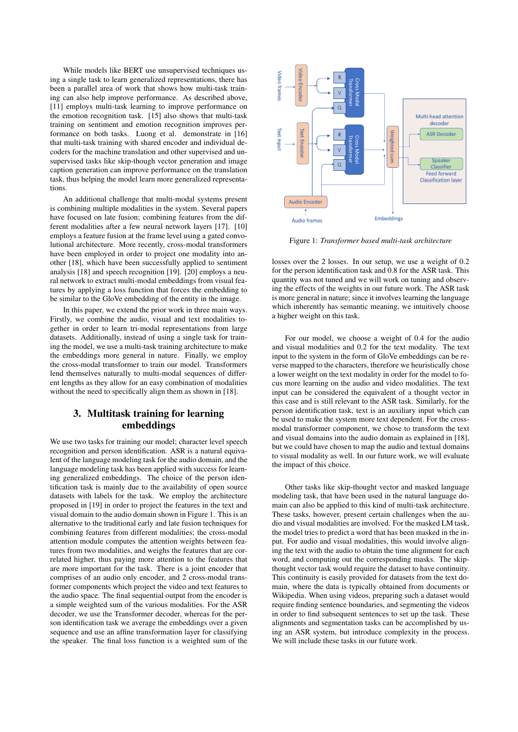While models like BERT use unsupervised techniques using a single task to learn generalized representations, there has been a parallel area of work that shows how multi-task training can also help improve performance. As described above, [11] employs multi-task learning to improve performance on the emotion recognition task. [15] also shows that multi-task training on sentiment and emotion recognition improves performance on both tasks. Luong et al. demonstrate in [16] that multi-task training with shared encoder and individual decoders for the machine translation and other supervised and unsupervised tasks like skip-though vector generation and image caption generation can improve performance on the translation task, thus helping the model learn more generalized representations.

An additional challenge that multi-modal systems present is combining multiple modalities in the system. Several papers have focused on late fusion; combining features from the different modalities after a few neural network layers [17]. [10] employs a feature fusion at the frame level using a gated convolutional architecture. More recently, cross-modal transformers have been employed in order to project one modality into another [18], which have been successfully applied to sentiment analysis [18] and speech recognition [19]. [20] employs a neural network to extract multi-modal embeddings from visual features by applying a loss function that forces the embedding to be similar to the GloVe embedding of the entity in the image.

In this paper, we extend the prior work in three main ways. Firstly, we combine the audio, visual and text modalities together in order to learn tri-modal representations from large datasets. Additionally, instead of using a single task for training the model, we use a multi-task training architecture to make the embeddings more general in nature. Finally, we employ the cross-modal transformer to train our model. Transformers lend themselves naturally to multi-modal sequences of different lengths as they allow for an easy combination of modalities without the need to specifically align them as shown in [18].

## 3. Multitask training for learning embeddings

We use two tasks for training our model; character level speech recognition and person identification. ASR is a natural equivalent of the language modeling task for the audio domain, and the language modeling task has been applied with success for learning generalized embeddings. The choice of the person identification task is mainly due to the availability of open source datasets with labels for the task. We employ the architecture proposed in [19] in order to project the features in the text and visual domain to the audio domain shown in Figure 1. This is an alternative to the traditional early and late fusion techniques for combining features from different modalities; the cross-modal attention module computes the attention weights between features from two modalities, and weighs the features that are correlated higher, thus paying more attention to the features that are more important for the task. There is a joint encoder that comprises of an audio only encoder, and 2 cross-modal transformer components which project the video and text features to the audio space. The final sequential output from the encoder is a simple weighted sum of the various modalities. For the ASR decoder, we use the Transformer decoder, whereas for the person identification task we average the embeddings over a given sequence and use an affine transformation layer for classifying the speaker. The final loss function is a weighted sum of the losses over the 2 losses. In our setup, we use a weight of 0.2 for the person identification task and 0.8 for the ASR task. This quantity was not tuned and we will work on tuning and observing the effects of the weights in our future work. The ASR task is more general in nature; since it involves learning the language which inherently has semantic meaning, we intuitively choose a higher weight on this task.

Figure 1: *Transformer based multi-task architecture*

For our model, we choose a weight of 0.4 for the audio and visual modalities and 0.2 for the text modality. The text input to the system in the form of GloVe embeddings can be reverse mapped to the characters, therefore we heuristically chose a lower weight on the text modality in order for the model to focus more learning on the audio and video modalities. The text input can be considered the equivalent of a thought vector in this case and is still relevant to the ASR task. Similarly, for the person identification task, text is an auxiliary input which can be used to make the system more text dependent. For the cross-modal transformer component, we chose to transform the text and visual domains into the audio domain as explained in [18], but we could have chosen to map the audio and textual domains to visual modality as well. In our future work, we will evaluate the impact of this choice.

Other tasks like skip-thought vector and masked language modeling task, that have been used in the natural language domain can also be applied to this kind of multi-task architecture. These tasks, however, present certain challenges when the audio and visual modalities are involved. For the masked LM task, the model tries to predict a word that has been masked in the input. For audio and visual modalities, this would involve aligning the text with the audio to obtain the time alignment for each word, and computing out the corresponding masks. The skip-thought vector task would require the dataset to have continuity. This continuity is easily provided for datasets from the text domain, where the data is typically obtained from documents or Wikipedia. When using videos, preparing such a dataset would require finding sentence boundaries, and segmenting the videos in order to find subsequent sentences to set up the task. These alignments and segmentation tasks can be accomplished by using an ASR system, but introduce complexity in the process. We will include these tasks in our future work.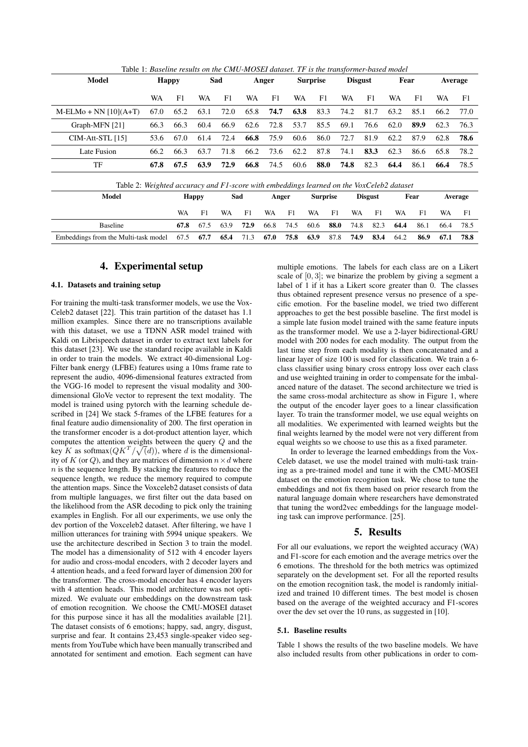Table 1: *Baseline results on the CMU-MOSEI dataset. TF is the transformer-based model*

| Model | Happy | | Sad | | Anger | | Surprise | | Disgust | | Fear | | Average | |
|---|---|---|---|---|---|---|---|---|---|---|---|---|---|---|
| | WA | F1 | WA | F1 | WA | F1 | WA | F1 | WA | F1 | WA | F1 | WA | F1 |
| M-ELMo + NN [10](A+T) | 67.0 | 65.2 | 63.1 | 72.0 | 65.8 | **74.7** | **63.8** | 83.3 | 74.2 | 81.7 | 63.2 | 85.1 | 66.2 | 77.0 |
| Graph-MFN [21] | 66.3 | 66.3 | 60.4 | 66.9 | 62.6 | 72.8 | 53.7 | 85.5 | 69.1 | 76.6 | 62.0 | **89.9** | 62.3 | 76.3 |
| CIM-Att-STL [15] | 53.6 | 67.0 | 61.4 | 72.4 | **66.8** | 75.9 | 60.6 | 86.0 | 72.7 | 81.9 | 62.2 | 87.9 | 62.8 | **78.6** |
| Late Fusion | 66.2 | 66.3 | 63.7 | 71.8 | 66.2 | 73.6 | 62.2 | 87.8 | 74.1 | **83.3** | 62.3 | 86.6 | 65.8 | 78.2 |
| TF | **67.8** | **67.5** | **63.9** | **72.9** | **66.8** | 74.5 | 60.6 | **88.0** | **74.8** | 82.3 | **64.4** | 86.1 | **66.4** | 78.5 |

Table 2: *Weighted accuracy and F1-score with embeddings learned on the VoxCeleb2 dataset*

| Model | Happy | | Sad | | Anger | | Surprise | | Disgust | | Fear | | Average | |
|---|---|---|---|---|---|---|---|---|---|---|---|---|---|---|
| | WA | F1 | WA | F1 | WA | F1 | WA | F1 | WA | F1 | WA | F1 | WA | F1 |
| Baseline | **67.8** | 67.5 | 63.9 | **72.9** | 66.8 | 74.5 | 60.6 | **88.0** | 74.8 | 82.3 | **64.4** | 86.1 | 66.4 | 78.5 |
| Embeddings from the Multi-task model | 67.5 | **67.7** | **65.4** | 71.3 | **67.0** | **75.8** | **63.9** | 87.8 | **74.9** | **83.4** | 64.2 | **86.9** | **67.1** | **78.8** |

## 4. Experimental setup

### 4.1. Datasets and training setup

For training the multi-task transformer models, we use the Vox-Celeb2 dataset [22]. This train partition of the dataset has 1.1 million examples. Since there are no transcriptions available with this dataset, we use a TDNN ASR model trained with Kaldi on Librispeech dataset in order to extract text labels for this dataset [23]. We use the standard recipe available in Kaldi in order to train the models. We extract 40-dimensional Log-Filter bank energy (LFBE) features using a 10ms frame rate to represent the audio, 4096-dimensional features extracted from the VGG-16 model to represent the visual modality and 300-dimensional GloVe vector to represent the text modality. The model is trained using pytorch with the learning schedule described in [24] We stack 5-frames of the LFBE features for a final feature audio dimensionality of 200. The first operation in the transformer encoder is a dot-product attention layer, which computes the attention weights between the query $Q$ and the key $K$ as softmax$(QK^T/\sqrt{(d)})$, where $d$ is the dimensionality of $K$ (or $Q$), and they are matrices of dimension $n \times d$ where $n$ is the sequence length. By stacking the features to reduce the sequence length, we reduce the memory required to compute the attention maps. Since the Voxceleb2 dataset consists of data from multiple languages, we first filter out the data based on the likelihood from the ASR decoding to pick only the training examples in English. For all our experiments, we use only the dev portion of the Voxceleb2 dataset. After filtering, we have 1 million utterances for training with 5994 unique speakers. We use the architecture described in Section 3 to train the model. The model has a dimensionality of 512 with 4 encoder layers for audio and cross-modal encoders, with 2 decoder layers and 4 attention heads, and a feed forward layer of dimension 200 for the transformer. The cross-modal encoder has 4 encoder layers with 4 attention heads. This model architecture was not optimized. We evaluate our embeddings on the downstream task of emotion recognition. We choose the CMU-MOSEI dataset for this purpose since it has all the modalities available [21]. The dataset consists of 6 emotions; happy, sad, angry, disgust, surprise and fear. It contains 23,453 single-speaker video segments from YouTube which have been manually transcribed and annotated for sentiment and emotion. Each segment can have multiple emotions. The labels for each class are on a Likert scale of $[0, 3]$; we binarize the problem by giving a segment a label of 1 if it has a Likert score greater than 0. The classes thus obtained represent presence versus no presence of a specific emotion. For the baseline model, we tried two different approaches to get the best possible baseline. The first model is a simple late fusion model trained with the same feature inputs as the transformer model. We use a 2-layer bidirectional-GRU model with 200 nodes for each modality. The output from the last time step from each modality is then concatenated and a linear layer of size 100 is used for classification. We train a 6-class classifier using binary cross entropy loss over each class and use weighted training in order to compensate for the imbalanced nature of the dataset. The second architecture we tried is the same cross-modal architecture as show in Figure 1, where the output of the encoder layer goes to a linear classification layer. To train the transformer model, we use equal weights on all modalities. We experimented with learned weights but the final weights learned by the model were not very different from equal weights so we choose to use this as a fixed parameter.

In order to leverage the learned embeddings from the Vox-Celeb dataset, we use the model trained with multi-task training as a pre-trained model and tune it with the CMU-MOSEI dataset on the emotion recognition task. We chose to tune the embeddings and not fix them based on prior research from the natural language domain where researchers have demonstrated that tuning the word2vec embeddings for the language modeling task can improve performance. [25].

## 5. Results

For all our evaluations, we report the weighted accuracy (WA) and F1-score for each emotion and the average metrics over the 6 emotions. The threshold for the both metrics was optimized separately on the development set. For all the reported results on the emotion recognition task, the model is randomly initialized and trained 10 different times. The best model is chosen based on the average of the weighted accuracy and F1-scores over the dev set over the 10 runs, as suggested in [10].

### 5.1. Baseline results

Table 1 shows the results of the two baseline models. We have also included results from other publications in order to com-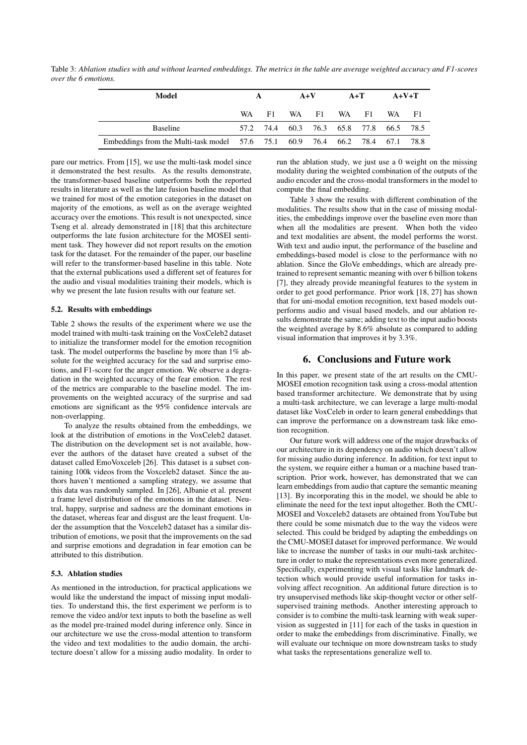Table 3: *Ablation studies with and without learned embeddings. The metrics in the table are average weighted accuracy and F1-scores over the 6 emotions.*

| Model | A | | A+V | | A+T | | A+V+T | |
|---|---|---|---|---|---|---|---|---|
| | WA | F1 | WA | F1 | WA | F1 | WA | F1 |
| Baseline | 57.2 | 74.4 | 60.3 | 76.3 | 65.8 | 77.8 | 66.5 | 78.5 |
| Embeddings from the Multi-task model | 57.6 | 75.1 | 60.9 | 76.4 | 66.2 | 78.4 | 67.1 | 78.8 |

pare our metrics. From [15], we use the multi-task model since it demonstrated the best results. As the results demonstrate, the transformer-based baseline outperforms both the reported results in literature as well as the late fusion baseline model that we trained for most of the emotion categories in the dataset on majority of the emotions, as well as on the average weighted accuracy over the emotions. This result is not unexpected, since Tseng et al. already demonstrated in [18] that this architecture outperforms the late fusion architecture for the MOSEI sentiment task. They however did not report results on the emotion task for the dataset. For the remainder of the paper, our baseline will refer to the transformer-based baseline in this table. Note that the external publications used a different set of features for the audio and visual modalities training their models, which is why we present the late fusion results with our feature set.

### 5.2. Results with embeddings

Table 2 shows the results of the experiment where we use the model trained with multi-task training on the VoxCeleb2 dataset to initialize the transformer model for the emotion recognition task. The model outperforms the baseline by more than 1% absolute for the weighted accuracy for the sad and surprise emotions, and F1-score for the anger emotion. We observe a degradation in the weighted accuracy of the fear emotion. The rest of the metrics are comparable to the baseline model. The improvements on the weighted accuracy of the surprise and sad emotions are significant as the 95% confidence intervals are non-overlapping.

To analyze the results obtained from the embeddings, we look at the distribution of emotions in the VoxCeleb2 dataset. The distribution on the development set is not available, however the authors of the dataset have created a subset of the dataset called EmoVoxceleb [26]. This dataset is a subset containing 100k videos from the Voxceleb2 dataset. Since the authors haven't mentioned a sampling strategy, we assume that this data was randomly sampled. In [26], Albanie et al. present a frame level distribution of the emotions in the dataset. Neutral, happy, surprise and sadness are the dominant emotions in the dataset, whereas fear and disgust are the least frequent. Under the assumption that the Voxceleb2 dataset has a similar distribution of emotions, we posit that the improvements on the sad and surprise emotions and degradation in fear emotion can be attributed to this distribution.

### 5.3. Ablation studies

As mentioned in the introduction, for practical applications we would like the understand the impact of missing input modalities. To understand this, the first experiment we perform is to remove the video and/or text inputs to both the baseline as well as the model pre-trained model during inference only. Since in our architecture we use the cross-modal attention to transform the video and text modalities to the audio domain, the architecture doesn't allow for a missing audio modality. In order to run the ablation study, we just use a 0 weight on the missing modality during the weighted combination of the outputs of the audio encoder and the cross-modal transformers in the model to compute the final embedding.

Table 3 show the results with different combination of the modalities. The results show that in the case of missing modalities, the embeddings improve over the baseline even more than when all the modalities are present. When both the video and text modalities are absent, the model performs the worst. With text and audio input, the performance of the baseline and embeddings-based model is close to the performance with no ablation. Since the GloVe embeddings, which are already pretrained to represent semantic meaning with over 6 billion tokens [7], they already provide meaningful features to the system in order to get good performance. Prior work [18, 27] has shown that for uni-modal emotion recognition, text based models outperforms audio and visual based models, and our ablation results demonstrate the same; adding text to the input audio boosts the weighted average by 8.6% absolute as compared to adding visual information that improves it by 3.3%.

## 6. Conclusions and Future work

In this paper, we present state of the art results on the CMU-MOSEI emotion recognition task using a cross-modal attention based transformer architecture. We demonstrate that by using a multi-task architecture, we can leverage a large multi-modal dataset like VoxCeleb in order to learn general embeddings that can improve the performance on a downstream task like emotion recognition.

Our future work will address one of the major drawbacks of our architecture in its dependency on audio which doesn't allow for missing audio during inference. In addition, for text input to the system, we require either a human or a machine based transcription. Prior work, however, has demonstrated that we can learn embeddings from audio that capture the semantic meaning [13]. By incorporating this in the model, we should be able to eliminate the need for the text input altogether. Both the CMU-MOSEI and Voxceleb2 datasets are obtained from YouTube but there could be some mismatch due to the way the videos were selected. This could be bridged by adapting the embeddings on the CMU-MOSEI dataset for improved performance. We would like to increase the number of tasks in our multi-task architecture in order to make the representations even more generalized. Specifically, experimenting with visual tasks like landmark detection which would provide useful information for tasks involving affect recognition. An additional future direction is to try unsupervised methods like skip-thought vector or other self-supervised training methods. Another interesting approach to consider is to combine the multi-task learning with weak supervision as suggested in [11] for each of the tasks in question in order to make the embeddings from discriminative. Finally, we will evaluate our technique on more downstream tasks to study what tasks the representations generalize well to.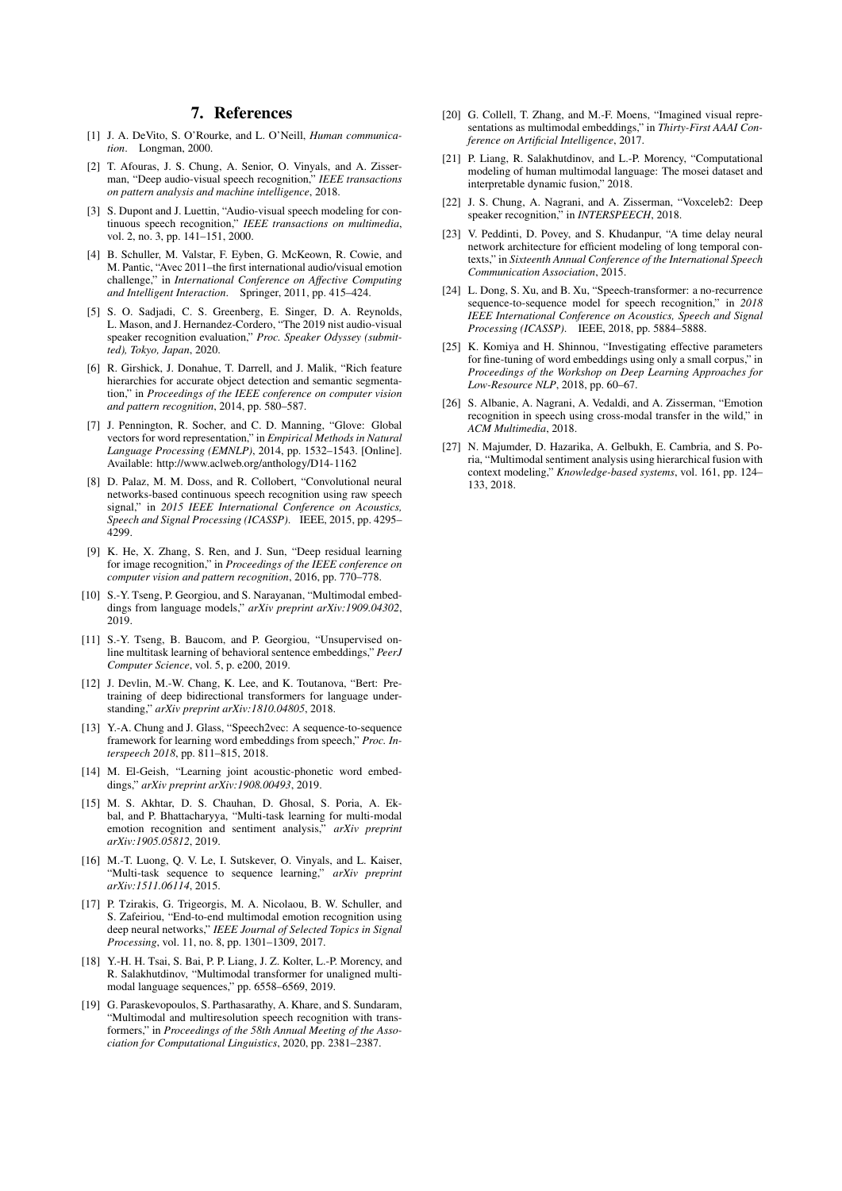## 7. References

[1] J. A. DeVito, S. O'Rourke, and L. O'Neill, *Human communication*. Longman, 2000.

[2] T. Afouras, J. S. Chung, A. Senior, O. Vinyals, and A. Zisserman, "Deep audio-visual speech recognition," *IEEE transactions on pattern analysis and machine intelligence*, 2018.

[3] S. Dupont and J. Luettin, "Audio-visual speech modeling for continuous speech recognition," *IEEE transactions on multimedia*, vol. 2, no. 3, pp. 141–151, 2000.

[4] B. Schuller, M. Valstar, F. Eyben, G. McKeown, R. Cowie, and M. Pantic, "Avec 2011–the first international audio/visual emotion challenge," in *International Conference on Affective Computing and Intelligent Interaction*. Springer, 2011, pp. 415–424.

[5] S. O. Sadjadi, C. S. Greenberg, E. Singer, D. A. Reynolds, L. Mason, and J. Hernandez-Cordero, "The 2019 nist audio-visual speaker recognition evaluation," *Proc. Speaker Odyssey (submitted), Tokyo, Japan*, 2020.

[6] R. Girshick, J. Donahue, T. Darrell, and J. Malik, "Rich feature hierarchies for accurate object detection and semantic segmentation," in *Proceedings of the IEEE conference on computer vision and pattern recognition*, 2014, pp. 580–587.

[7] J. Pennington, R. Socher, and C. D. Manning, "Glove: Global vectors for word representation," in *Empirical Methods in Natural Language Processing (EMNLP)*, 2014, pp. 1532–1543. [Online]. Available: http://www.aclweb.org/anthology/D14-1162

[8] D. Palaz, M. M. Doss, and R. Collobert, "Convolutional neural networks-based continuous speech recognition using raw speech signal," in *2015 IEEE International Conference on Acoustics, Speech and Signal Processing (ICASSP)*. IEEE, 2015, pp. 4295–4299.

[9] K. He, X. Zhang, S. Ren, and J. Sun, "Deep residual learning for image recognition," in *Proceedings of the IEEE conference on computer vision and pattern recognition*, 2016, pp. 770–778.

[10] S.-Y. Tseng, P. Georgiou, and S. Narayanan, "Multimodal embeddings from language models," *arXiv preprint arXiv:1909.04302*, 2019.

[11] S.-Y. Tseng, B. Baucom, and P. Georgiou, "Unsupervised online multitask learning of behavioral sentence embeddings," *PeerJ Computer Science*, vol. 5, p. e200, 2019.

[12] J. Devlin, M.-W. Chang, K. Lee, and K. Toutanova, "Bert: Pre-training of deep bidirectional transformers for language understanding," *arXiv preprint arXiv:1810.04805*, 2018.

[13] Y.-A. Chung and J. Glass, "Speech2vec: A sequence-to-sequence framework for learning word embeddings from speech," *Proc. Interspeech 2018*, pp. 811–815, 2018.

[14] M. El-Geish, "Learning joint acoustic-phonetic word embeddings," *arXiv preprint arXiv:1908.00493*, 2019.

[15] M. S. Akhtar, D. S. Chauhan, D. Ghosal, S. Poria, A. Ekbal, and P. Bhattacharyya, "Multi-task learning for multi-modal emotion recognition and sentiment analysis," *arXiv preprint arXiv:1905.05812*, 2019.

[16] M.-T. Luong, Q. V. Le, I. Sutskever, O. Vinyals, and L. Kaiser, "Multi-task sequence to sequence learning," *arXiv preprint arXiv:1511.06114*, 2015.

[17] P. Tzirakis, G. Trigeorgis, M. A. Nicolaou, B. W. Schuller, and S. Zafeiriou, "End-to-end multimodal emotion recognition using deep neural networks," *IEEE Journal of Selected Topics in Signal Processing*, vol. 11, no. 8, pp. 1301–1309, 2017.

[18] Y.-H. H. Tsai, S. Bai, P. P. Liang, J. Z. Kolter, L.-P. Morency, and R. Salakhutdinov, "Multimodal transformer for unaligned multimodal language sequences," pp. 6558–6569, 2019.

[19] G. Paraskevopoulos, S. Parthasarathy, A. Khare, and S. Sundaram, "Multimodal and multiresolution speech recognition with transformers," in *Proceedings of the 58th Annual Meeting of the Association for Computational Linguistics*, 2020, pp. 2381–2387.

[20] G. Collell, T. Zhang, and M.-F. Moens, "Imagined visual representations as multimodal embeddings," in *Thirty-First AAAI Conference on Artificial Intelligence*, 2017.

[21] P. Liang, R. Salakhutdinov, and L.-P. Morency, "Computational modeling of human multimodal language: The mosei dataset and interpretable dynamic fusion," 2018.

[22] J. S. Chung, A. Nagrani, and A. Zisserman, "Voxceleb2: Deep speaker recognition," in *INTERSPEECH*, 2018.

[23] V. Peddinti, D. Povey, and S. Khudanpur, "A time delay neural network architecture for efficient modeling of long temporal contexts," in *Sixteenth Annual Conference of the International Speech Communication Association*, 2015.

[24] L. Dong, S. Xu, and B. Xu, "Speech-transformer: a no-recurrence sequence-to-sequence model for speech recognition," in *2018 IEEE International Conference on Acoustics, Speech and Signal Processing (ICASSP)*. IEEE, 2018, pp. 5884–5888.

[25] K. Komiya and H. Shinnou, "Investigating effective parameters for fine-tuning of word embeddings using only a small corpus," in *Proceedings of the Workshop on Deep Learning Approaches for Low-Resource NLP*, 2018, pp. 60–67.

[26] S. Albanie, A. Nagrani, A. Vedaldi, and A. Zisserman, "Emotion recognition in speech using cross-modal transfer in the wild," in *ACM Multimedia*, 2018.

[27] N. Majumder, D. Hazarika, A. Gelbukh, E. Cambria, and S. Poria, "Multimodal sentiment analysis using hierarchical fusion with context modeling," *Knowledge-based systems*, vol. 161, pp. 124–133, 2018.